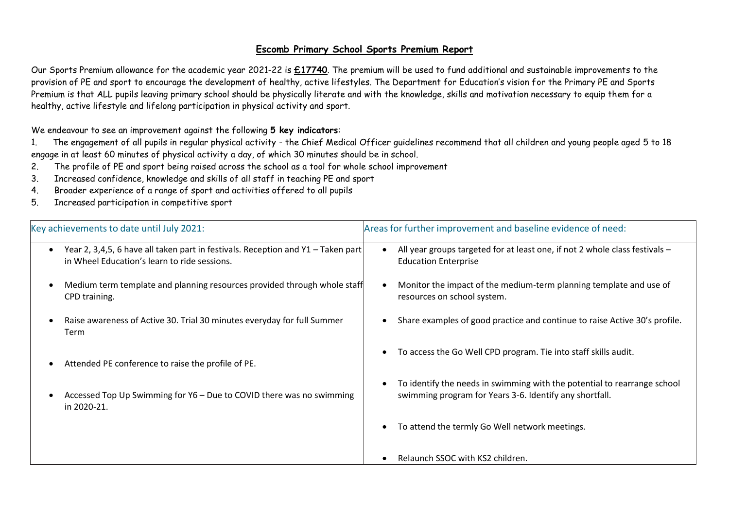# **Escomb Primary School Sports Premium Report**

Our Sports Premium allowance for the academic year 2021-22 is **£17740**. The premium will be used to fund additional and sustainable improvements to the provision of PE and sport to encourage the development of healthy, active lifestyles. The Department for Education's vision for the Primary PE and Sports Premium is that ALL pupils leaving primary school should be physically literate and with the knowledge, skills and motivation necessary to equip them for a healthy, active lifestyle and lifelong participation in physical activity and sport.

We endeavour to see an improvement against the following **5 key indicators**:

1. The engagement of all pupils in regular physical activity - the Chief Medical Officer guidelines recommend that all children and young people aged 5 to 18 engage in at least 60 minutes of physical activity a day, of which 30 minutes should be in school.
2. The profile of PE and sport being raised across the school as a tool for whole school improvement
3. Increased confidence, knowledge and skills of all staff in teaching PE and sport
4. Broader experience of a range of sport and activities offered to all pupils
5. Increased participation in competitive sport

| Key achievements to date until July 2021: | Areas for further improvement and baseline evidence of need: |
|---|---|
| • Year 2, 3,4,5, 6 have all taken part in festivals. Reception and Y1 – Taken part in Wheel Education's learn to ride sessions.<br><br>• Medium term template and planning resources provided through whole staff CPD training.<br><br>• Raise awareness of Active 30. Trial 30 minutes everyday for full Summer Term<br><br>• Attended PE conference to raise the profile of PE.<br><br>• Accessed Top Up Swimming for Y6 – Due to COVID there was no swimming in 2020-21. | • All year groups targeted for at least one, if not 2 whole class festivals – Education Enterprise<br><br>• Monitor the impact of the medium-term planning template and use of resources on school system.<br><br>• Share examples of good practice and continue to raise Active 30's profile.<br><br>• To access the Go Well CPD program. Tie into staff skills audit.<br><br>• To identify the needs in swimming with the potential to rearrange school swimming program for Years 3-6. Identify any shortfall.<br><br>• To attend the termly Go Well network meetings.<br><br>• Relaunch SSOC with KS2 children. |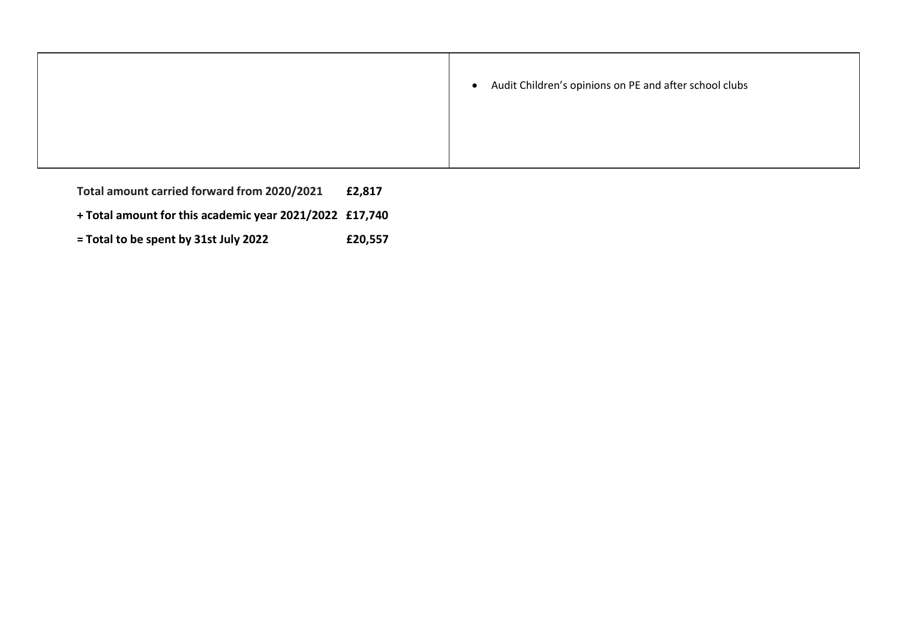| | |
|---|---|
| | • Audit Children's opinions on PE and after school clubs |

**Total amount carried forward from 2020/2021 £2,817**

**+ Total amount for this academic year 2021/2022 £17,740**

**= Total to be spent by 31st July 2022 £20,557**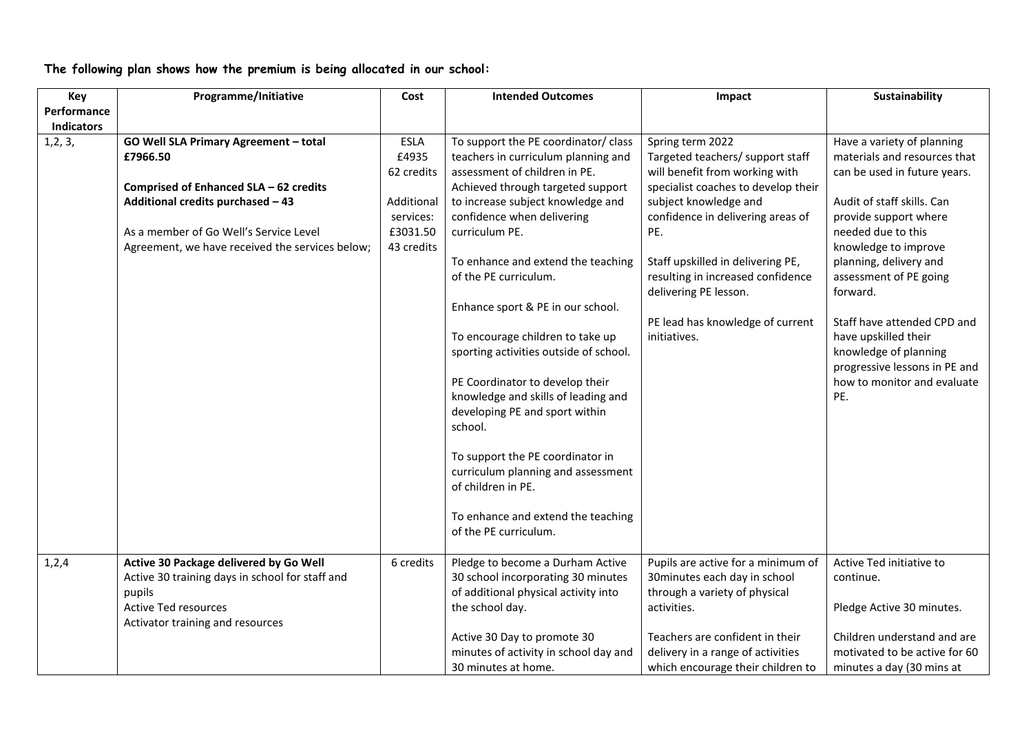**The following plan shows how the premium is being allocated in our school:**

| Key Performance Indicators | Programme/Initiative | Cost | Intended Outcomes | Impact | Sustainability |
|---|---|---|---|---|---|
| 1,2, 3, | **GO Well SLA Primary Agreement – total £7966.50**<br><br>**Comprised of Enhanced SLA – 62 credits**<br>**Additional credits purchased – 43**<br><br>As a member of Go Well's Service Level Agreement, we have received the services below; | ESLA £4935 62 credits<br><br>Additional services: £3031.50 43 credits | To support the PE coordinator/ class teachers in curriculum planning and assessment of children in PE. Achieved through targeted support to increase subject knowledge and confidence when delivering curriculum PE.<br><br>To enhance and extend the teaching of the PE curriculum.<br><br>Enhance sport & PE in our school.<br><br>To encourage children to take up sporting activities outside of school.<br><br>PE Coordinator to develop their knowledge and skills of leading and developing PE and sport within school.<br><br>To support the PE coordinator in curriculum planning and assessment of children in PE.<br><br>To enhance and extend the teaching of the PE curriculum. | Spring term 2022<br>Targeted teachers/ support staff will benefit from working with specialist coaches to develop their subject knowledge and confidence in delivering areas of PE.<br><br>Staff upskilled in delivering PE, resulting in increased confidence delivering PE lesson.<br><br>PE lead has knowledge of current initiatives. | Have a variety of planning materials and resources that can be used in future years.<br><br>Audit of staff skills. Can provide support where needed due to this knowledge to improve planning, delivery and assessment of PE going forward.<br><br>Staff have attended CPD and have upskilled their knowledge of planning progressive lessons in PE and how to monitor and evaluate PE. |
| 1,2,4 | **Active 30 Package delivered by Go Well**<br>Active 30 training days in school for staff and pupils<br>Active Ted resources<br>Activator training and resources | 6 credits | Pledge to become a Durham Active 30 school incorporating 30 minutes of additional physical activity into the school day.<br><br>Active 30 Day to promote 30 minutes of activity in school day and 30 minutes at home. | Pupils are active for a minimum of 30minutes each day in school through a variety of physical activities.<br><br>Teachers are confident in their delivery in a range of activities which encourage their children to | Active Ted initiative to continue.<br><br>Pledge Active 30 minutes.<br><br>Children understand and are motivated to be active for 60 minutes a day (30 mins at |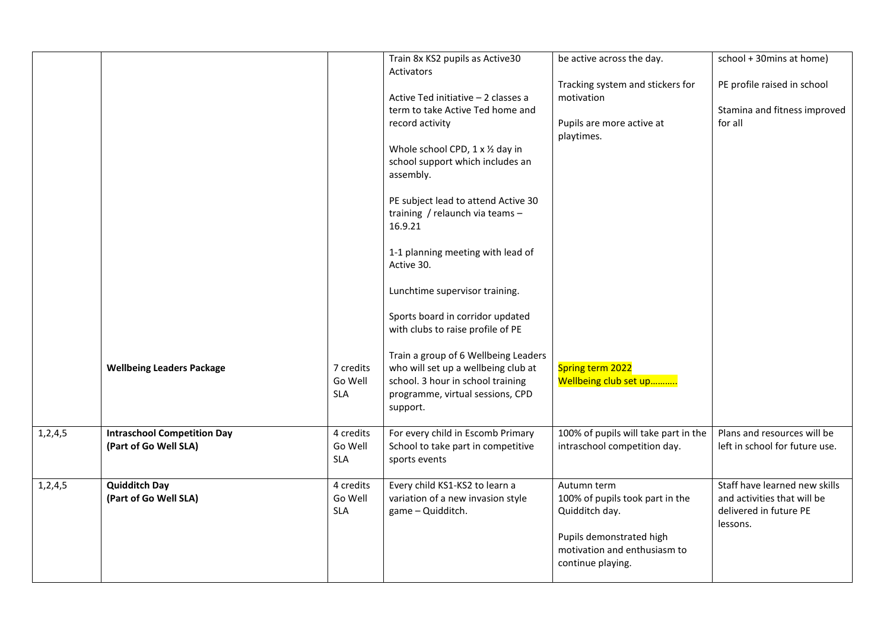| | | | | | |
|---|---|---|---|---|---|
| | | | Train 8x KS2 pupils as Active30 Activators<br><br>Active Ted initiative – 2 classes a term to take Active Ted home and record activity<br><br>Whole school CPD, 1 x ½ day in school support which includes an assembly.<br><br>PE subject lead to attend Active 30 training / relaunch via teams – 16.9.21<br><br>1-1 planning meeting with lead of Active 30.<br><br>Lunchtime supervisor training.<br><br>Sports board in corridor updated with clubs to raise profile of PE | be active across the day.<br><br>Tracking system and stickers for motivation<br><br>Pupils are more active at playtimes. | school + 30mins at home)<br><br>PE profile raised in school<br><br>Stamina and fitness improved for all |
| | **Wellbeing Leaders Package** | 7 credits Go Well SLA | Train a group of 6 Wellbeing Leaders who will set up a wellbeing club at school. 3 hour in school training programme, virtual sessions, CPD support. | Spring term 2022<br>Wellbeing club set up……….. | |
| 1,2,4,5 | **Intraschool Competition Day (Part of Go Well SLA)** | 4 credits Go Well SLA | For every child in Escomb Primary School to take part in competitive sports events | 100% of pupils will take part in the intraschool competition day. | Plans and resources will be left in school for future use. |
| 1,2,4,5 | **Quidditch Day (Part of Go Well SLA)** | 4 credits Go Well SLA | Every child KS1-KS2 to learn a variation of a new invasion style game – Quidditch. | Autumn term<br>100% of pupils took part in the Quidditch day.<br><br>Pupils demonstrated high motivation and enthusiasm to continue playing. | Staff have learned new skills and activities that will be delivered in future PE lessons. |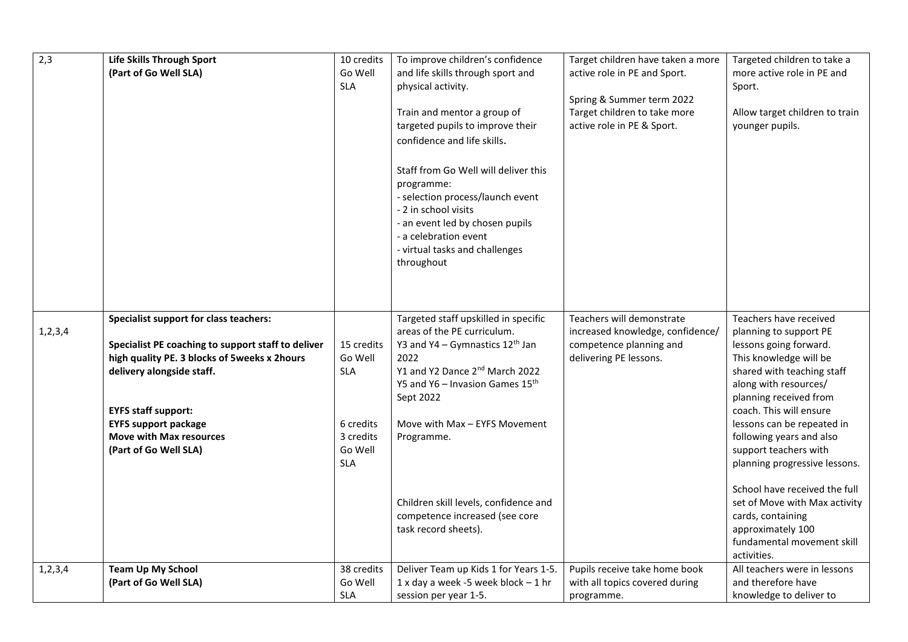| | | | | | |
|---|---|---|---|---|---|
| 2,3 | **Life Skills Through Sport**<br>**(Part of Go Well SLA)** | 10 credits Go Well SLA | To improve children's confidence and life skills through sport and physical activity.<br><br>Train and mentor a group of targeted pupils to improve their confidence and life skills.<br><br>Staff from Go Well will deliver this programme:<br>- selection process/launch event<br>- 2 in school visits<br>- an event led by chosen pupils<br>- a celebration event<br>- virtual tasks and challenges throughout | Target children have taken a more active role in PE and Sport.<br><br>Spring & Summer term 2022 Target children to take more active role in PE & Sport. | Targeted children to take a more active role in PE and Sport.<br><br>Allow target children to train younger pupils. |
| 1,2,3,4 | **Specialist support for class teachers:**<br><br>**Specialist PE coaching to support staff to deliver high quality PE. 3 blocks of 5weeks x 2hours delivery alongside staff.**<br><br>**EYFS staff support:**<br>**EYFS support package**<br>**Move with Max resources**<br>**(Part of Go Well SLA)** | 15 credits Go Well SLA<br><br>6 credits<br>3 credits<br>Go Well SLA | Targeted staff upskilled in specific areas of the PE curriculum.<br>Y3 and Y4 – Gymnastics 12th Jan 2022<br>Y1 and Y2 Dance 2nd March 2022<br>Y5 and Y6 – Invasion Games 15th Sept 2022<br><br>Move with Max – EYFS Movement Programme.<br><br>Children skill levels, confidence and competence increased (see core task record sheets). | Teachers will demonstrate increased knowledge, confidence/ competence planning and delivering PE lessons. | Teachers have received planning to support PE lessons going forward. This knowledge will be shared with teaching staff along with resources/ planning received from coach. This will ensure lessons can be repeated in following years and also support teachers with planning progressive lessons.<br><br>School have received the full set of Move with Max activity cards, containing approximately 100 fundamental movement skill activities. |
| 1,2,3,4 | **Team Up My School**<br>**(Part of Go Well SLA)** | 38 credits Go Well SLA | Deliver Team up Kids 1 for Years 1-5. 1 x day a week -5 week block – 1 hr session per year 1-5. | Pupils receive take home book with all topics covered during programme. | All teachers were in lessons and therefore have knowledge to deliver to |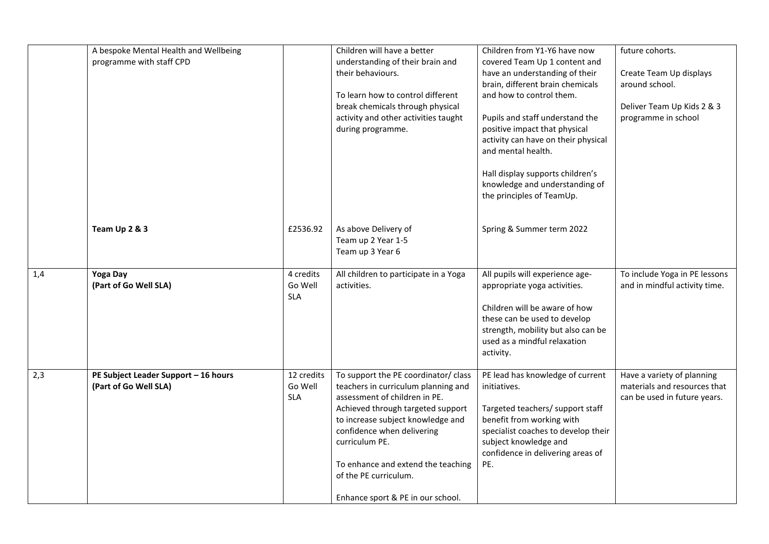| | | | | | |
|---|---|---|---|---|---|
| | A bespoke Mental Health and Wellbeing programme with staff CPD | | Children will have a better understanding of their brain and their behaviours.<br><br>To learn how to control different break chemicals through physical activity and other activities taught during programme. | Children from Y1-Y6 have now covered Team Up 1 content and have an understanding of their brain, different brain chemicals and how to control them.<br><br>Pupils and staff understand the positive impact that physical activity can have on their physical and mental health.<br><br>Hall display supports children's knowledge and understanding of the principles of TeamUp. | future cohorts.<br><br>Create Team Up displays around school.<br><br>Deliver Team Up Kids 2 & 3 programme in school |
| | **Team Up 2 & 3** | £2536.92 | As above Delivery of<br>Team up 2 Year 1-5<br>Team up 3 Year 6 | Spring & Summer term 2022 | |
| 1,4 | **Yoga Day**<br>**(Part of Go Well SLA)** | 4 credits Go Well SLA | All children to participate in a Yoga activities. | All pupils will experience age-appropriate yoga activities.<br><br>Children will be aware of how these can be used to develop strength, mobility but also can be used as a mindful relaxation activity. | To include Yoga in PE lessons and in mindful activity time. |
| 2,3 | **PE Subject Leader Support – 16 hours**<br>**(Part of Go Well SLA)** | 12 credits Go Well SLA | To support the PE coordinator/ class teachers in curriculum planning and assessment of children in PE. Achieved through targeted support to increase subject knowledge and confidence when delivering curriculum PE.<br><br>To enhance and extend the teaching of the PE curriculum.<br><br>Enhance sport & PE in our school. | PE lead has knowledge of current initiatives.<br><br>Targeted teachers/ support staff benefit from working with specialist coaches to develop their subject knowledge and confidence in delivering areas of PE. | Have a variety of planning materials and resources that can be used in future years. |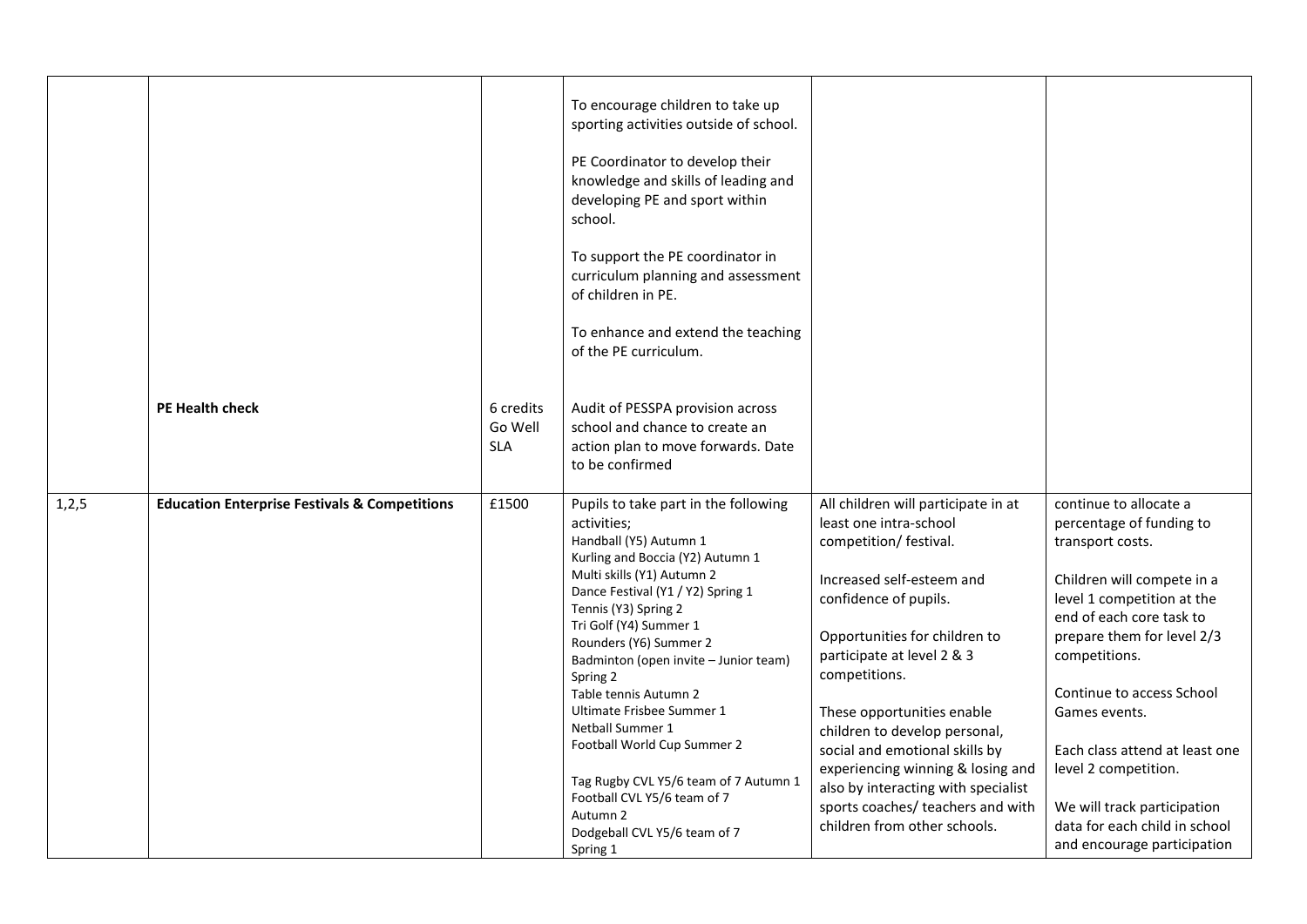| | | | | | |
|---|---|---|---|---|---|
| | | | To encourage children to take up sporting activities outside of school.<br><br>PE Coordinator to develop their knowledge and skills of leading and developing PE and sport within school.<br><br>To support the PE coordinator in curriculum planning and assessment of children in PE.<br><br>To enhance and extend the teaching of the PE curriculum. | | |
| | **PE Health check** | 6 credits Go Well SLA | Audit of PESSPA provision across school and chance to create an action plan to move forwards. Date to be confirmed | | |
| 1,2,5 | **Education Enterprise Festivals & Competitions** | £1500 | Pupils to take part in the following activities;<br>Handball (Y5) Autumn 1<br>Kurling and Boccia (Y2) Autumn 1<br>Multi skills (Y1) Autumn 2<br>Dance Festival (Y1 / Y2) Spring 1<br>Tennis (Y3) Spring 2<br>Tri Golf (Y4) Summer 1<br>Rounders (Y6) Summer 2<br>Badminton (open invite – Junior team) Spring 2<br>Table tennis Autumn 2<br>Ultimate Frisbee Summer 1<br>Netball Summer 1<br>Football World Cup Summer 2<br><br>Tag Rugby CVL Y5/6 team of 7 Autumn 1<br>Football CVL Y5/6 team of 7 Autumn 2<br>Dodgeball CVL Y5/6 team of 7 Spring 1 | All children will participate in at least one intra-school competition/ festival.<br><br>Increased self-esteem and confidence of pupils.<br><br>Opportunities for children to participate at level 2 & 3 competitions.<br><br>These opportunities enable children to develop personal, social and emotional skills by experiencing winning & losing and also by interacting with specialist sports coaches/ teachers and with children from other schools. | continue to allocate a percentage of funding to transport costs.<br><br>Children will compete in a level 1 competition at the end of each core task to prepare them for level 2/3 competitions.<br><br>Continue to access School Games events.<br><br>Each class attend at least one level 2 competition.<br><br>We will track participation data for each child in school and encourage participation |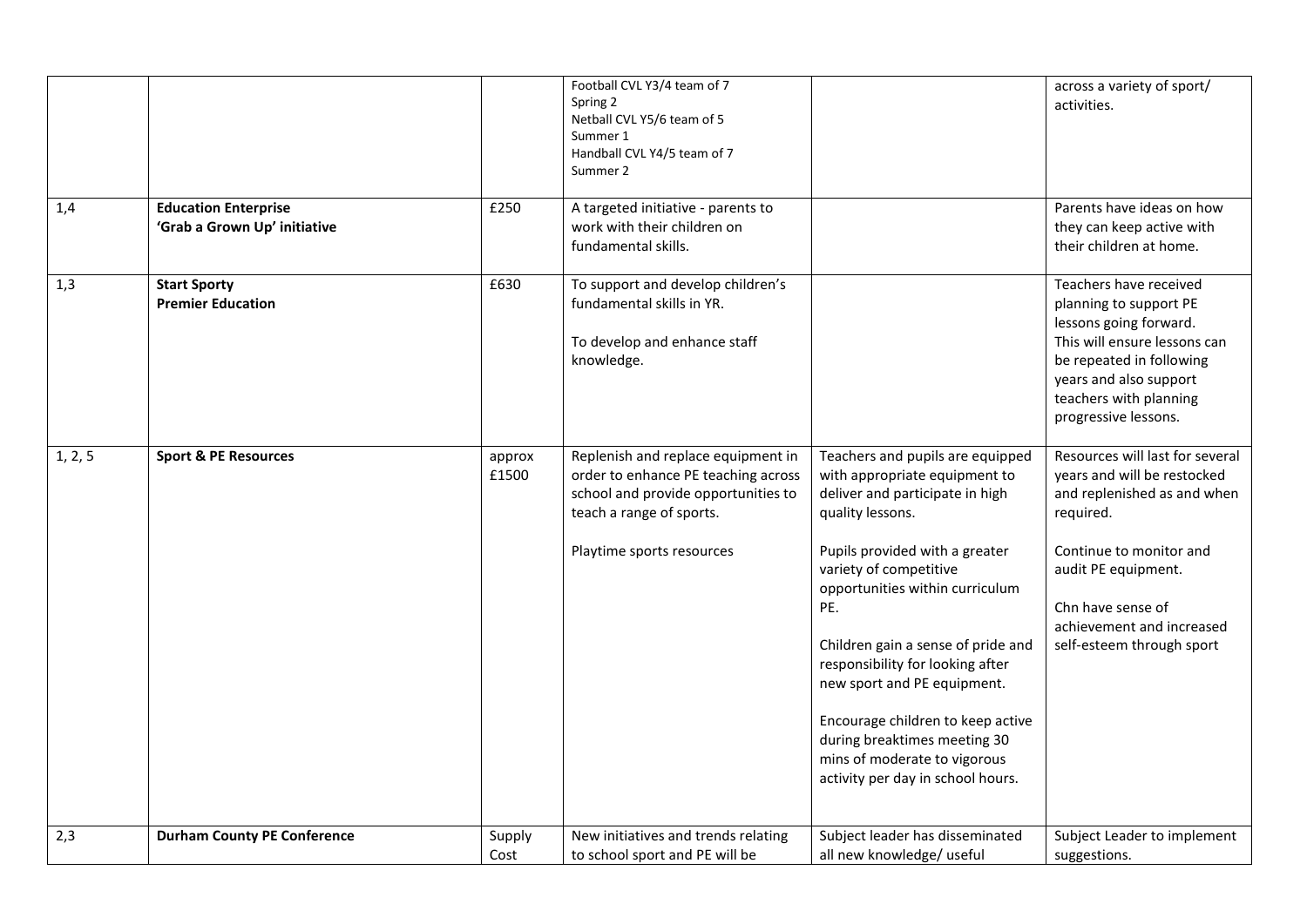| | | | | | |
|---|---|---|---|---|---|
| | | | Football CVL Y3/4 team of 7<br>Spring 2<br>Netball CVL Y5/6 team of 5<br>Summer 1<br>Handball CVL Y4/5 team of 7<br>Summer 2 | | across a variety of sport/ activities. |
| 1,4 | **Education Enterprise 'Grab a Grown Up' initiative** | £250 | A targeted initiative - parents to work with their children on fundamental skills. | | Parents have ideas on how they can keep active with their children at home. |
| 1,3 | **Start Sporty Premier Education** | £630 | To support and develop children's fundamental skills in YR.<br><br>To develop and enhance staff knowledge. | | Teachers have received planning to support PE lessons going forward. This will ensure lessons can be repeated in following years and also support teachers with planning progressive lessons. |
| 1, 2, 5 | **Sport & PE Resources** | approx £1500 | Replenish and replace equipment in order to enhance PE teaching across school and provide opportunities to teach a range of sports.<br><br>Playtime sports resources | Teachers and pupils are equipped with appropriate equipment to deliver and participate in high quality lessons.<br><br>Pupils provided with a greater variety of competitive opportunities within curriculum PE.<br><br>Children gain a sense of pride and responsibility for looking after new sport and PE equipment.<br><br>Encourage children to keep active during breaktimes meeting 30 mins of moderate to vigorous activity per day in school hours. | Resources will last for several years and will be restocked and replenished as and when required.<br><br>Continue to monitor and audit PE equipment.<br><br>Chn have sense of achievement and increased self-esteem through sport |
| 2,3 | **Durham County PE Conference** | Supply Cost | New initiatives and trends relating to school sport and PE will be | Subject leader has disseminated all new knowledge/ useful | Subject Leader to implement suggestions. |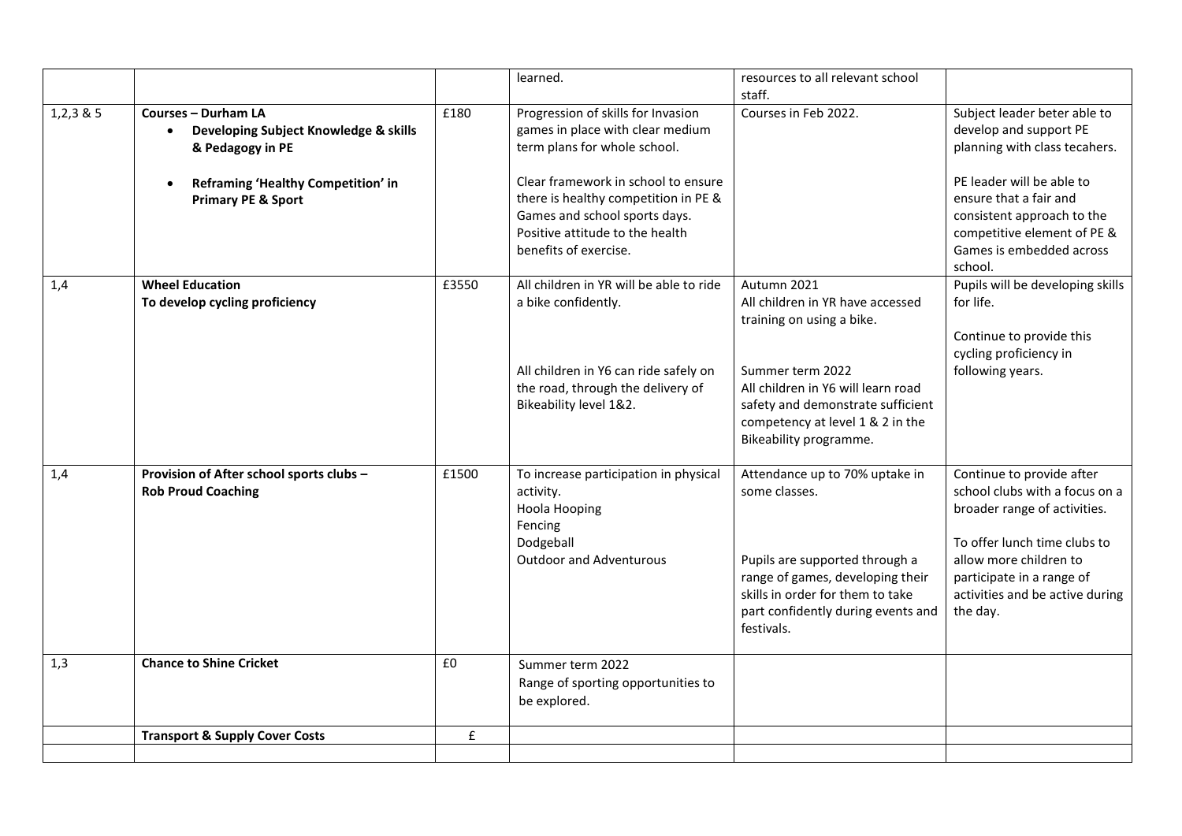| | | | learned. | resources to all relevant school staff. | |
|---|---|---|---|---|---|
| 1,2,3 & 5 | **Courses – Durham LA**<br>• **Developing Subject Knowledge & skills & Pedagogy in PE**<br>• **Reframing 'Healthy Competition' in Primary PE & Sport** | £180 | Progression of skills for Invasion games in place with clear medium term plans for whole school.<br><br>Clear framework in school to ensure there is healthy competition in PE & Games and school sports days. Positive attitude to the health benefits of exercise. | Courses in Feb 2022. | Subject leader beter able to develop and support PE planning with class tecahers.<br><br>PE leader will be able to ensure that a fair and consistent approach to the competitive element of PE & Games is embedded across school. |
| 1,4 | **Wheel Education**<br>**To develop cycling proficiency** | £3550 | All children in YR will be able to ride a bike confidently.<br><br>All children in Y6 can ride safely on the road, through the delivery of Bikeability level 1&2. | Autumn 2021<br>All children in YR have accessed training on using a bike.<br><br>Summer term 2022<br>All children in Y6 will learn road safety and demonstrate sufficient competency at level 1 & 2 in the Bikeability programme. | Pupils will be developing skills for life.<br><br>Continue to provide this cycling proficiency in following years. |
| 1,4 | **Provision of After school sports clubs – Rob Proud Coaching** | £1500 | To increase participation in physical activity.<br>Hoola Hooping<br>Fencing<br>Dodgeball<br>Outdoor and Adventurous | Attendance up to 70% uptake in some classes.<br><br>Pupils are supported through a range of games, developing their skills in order for them to take part confidently during events and festivals. | Continue to provide after school clubs with a focus on a broader range of activities.<br><br>To offer lunch time clubs to allow more children to participate in a range of activities and be active during the day. |
| 1,3 | **Chance to Shine Cricket** | £0 | Summer term 2022<br>Range of sporting opportunities to be explored. | | |
| | **Transport & Supply Cover Costs** | £ | | | |
| | | | | | |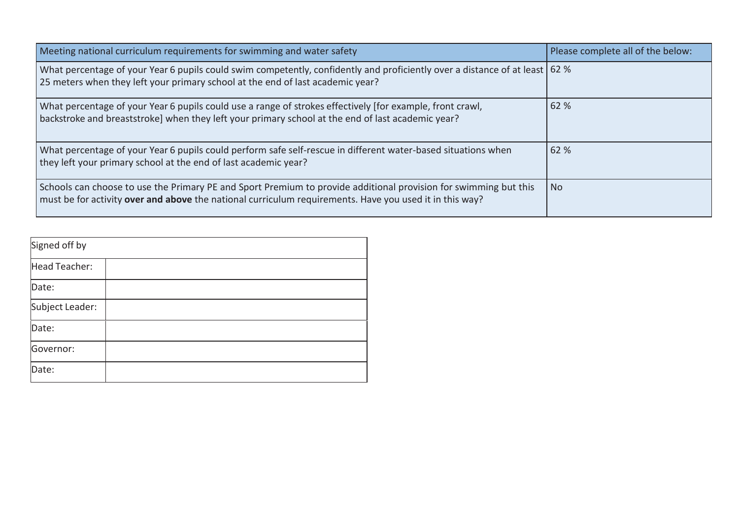| Meeting national curriculum requirements for swimming and water safety | Please complete all of the below: |
|---|---|
| What percentage of your Year 6 pupils could swim competently, confidently and proficiently over a distance of at least 25 meters when they left your primary school at the end of last academic year? | 62 % |
| What percentage of your Year 6 pupils could use a range of strokes effectively [for example, front crawl, backstroke and breaststroke] when they left your primary school at the end of last academic year? | 62 % |
| What percentage of your Year 6 pupils could perform safe self-rescue in different water-based situations when they left your primary school at the end of last academic year? | 62 % |
| Schools can choose to use the Primary PE and Sport Premium to provide additional provision for swimming but this must be for activity **over and above** the national curriculum requirements. Have you used it in this way? | No |

| Signed off by | |
|---|---|
| Head Teacher: | |
| Date: | |
| Subject Leader: | |
| Date: | |
| Governor: | |
| Date: | |